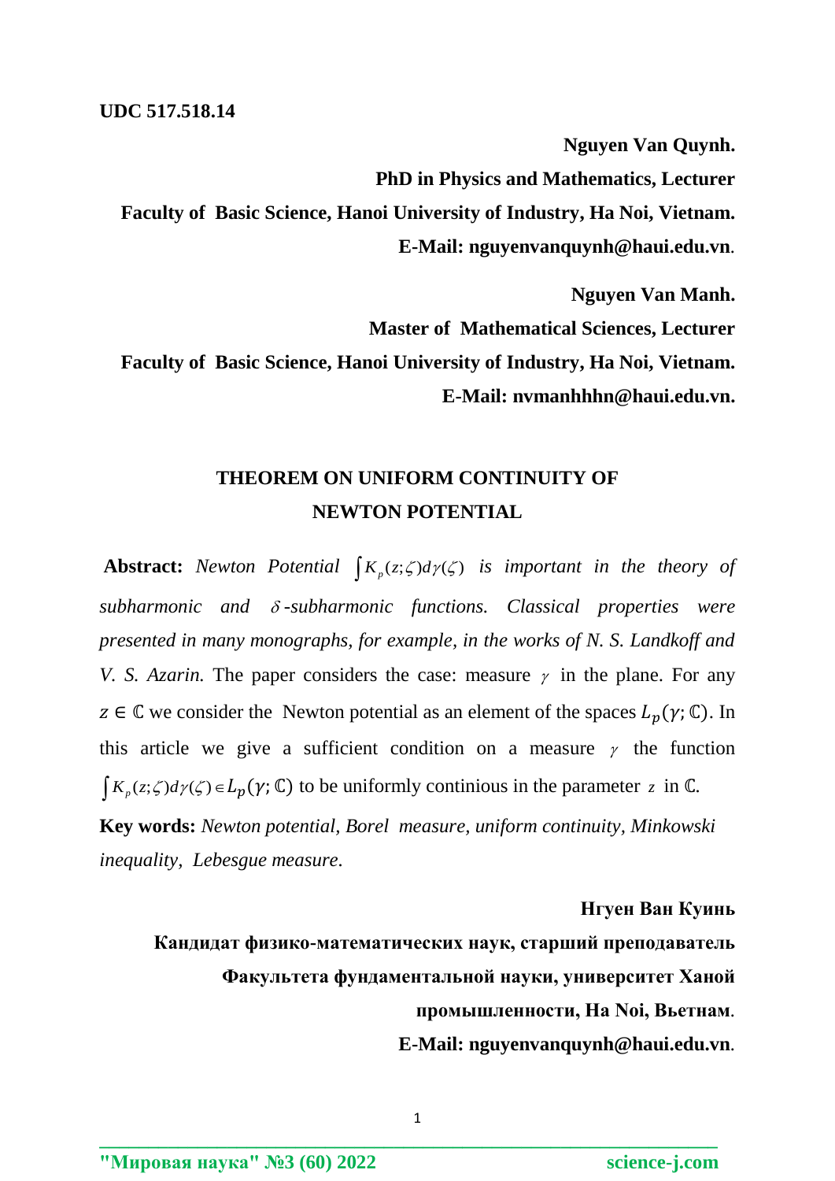**UDC 517.518.14**

**Nguyen Van Quynh.**

**PhD in Physics and Mathematics, Lecturer**

**Faculty of Basic Science, Hanoi University of Industry, Ha Noi, Vietnam.**

**E-Mail: nguyenvanquynh@haui.edu.vn**.

**Nguyen Van Manh.**

**Master of Mathematical Sciences, Lecturer**

**Faculty of Basic Science, Hanoi University of Industry, Ha Noi, Vietnam.**

**E-Mail: nvmanhhhn@haui.edu.vn.**

## THEOREM ON UNIFORM CONTINUITY OF NEWTON POTENTIAL

**Abstract:** *Newton Potential* $\int K_p(z;\zeta)d\gamma(\zeta)$ *is important in the theory of subharmonic and* $\delta$*-subharmonic functions. Classical properties were presented in many monographs, for example, in the works of N. S. Landkoff and V. S. Azarin.* The paper considers the case: measure $\gamma$ in the plane. For any $z \in \mathbb{C}$ we consider the Newton potential as an element of the spaces $L_p(\gamma;\mathbb{C})$. In this article we give a sufficient condition on a measure $\gamma$ the function $\int K_p(z;\zeta)d\gamma(\zeta) \in L_p(\gamma;\mathbb{C})$ to be uniformly continious in the parameter $z$ in $\mathbb{C}$.

**Key words:** *Newton potential, Borel measure, uniform continuity, Minkowski inequality, Lebesgue measure*.

**Нгуен Ван Куинь**

**Кандидат физико-математических наук, старший преподаватель**

**Факультета фундаментальной науки, университет Ханой промышленности, Ha Noi, Вьетнам**.

**E-Mail: nguyenvanquynh@haui.edu.vn**.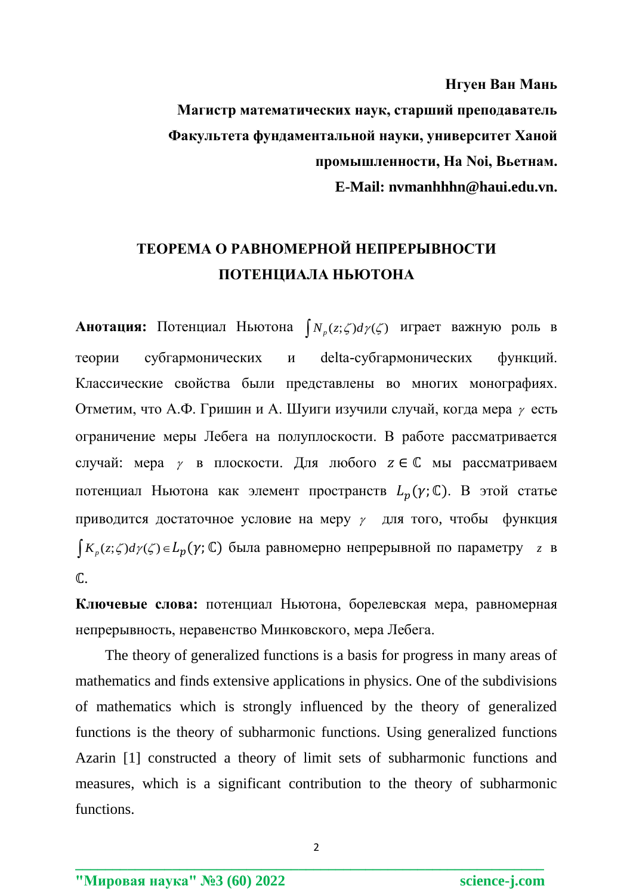**Нгуен Ван Мань**

**Магистр математических наук, старший преподаватель**

**Факультета фундаментальной науки, университет Ханой**

**промышленности, Ha Noi, Вьетнам.**

**E-Mail: nvmanhhhn@haui.edu.vn.**

# ТЕОРЕМА О РАВНОМЕРНОЙ НЕПРЕРЫВНОСТИ ПОТЕНЦИАЛА НЬЮТОНА

**Анотация:** Потенциал Ньютона $\int N_p(z;\zeta)d\gamma(\zeta)$ играет важную роль в теории субгармонических и delta-субгармонических функций. Классические свойства были представлены во многих монографиях. Отметим, что А.Ф. Гришин и А. Шуиги изучили случай, когда мера $\gamma$ есть ограничение меры Лебега на полуплоскости. В работе рассматривается случай: мера $\gamma$ в плоскости. Для любого $z \in \mathbb{C}$ мы рассматриваем потенциал Ньютона как элемент пространств $L_p(\gamma;\mathbb{C})$. В этой статье приводится достаточное условие на меру $\gamma$ для того, чтобы функция $\int K_p(z;\zeta)d\gamma(\zeta) \in L_p(\gamma;\mathbb{C})$ была равномерно непрерывной по параметру $z$ в $\mathbb{C}$.

**Ключевые слова:** потенциал Ньютона, борелевская мера, равномерная непрерывность, неравенство Минковского, мера Лебега.

The theory of generalized functions is a basis for progress in many areas of mathematics and finds extensive applications in physics. One of the subdivisions of mathematics which is strongly influenced by the theory of generalized functions is the theory of subharmonic functions. Using generalized functions Azarin [1] constructed a theory of limit sets of subharmonic functions and measures, which is a significant contribution to the theory of subharmonic functions.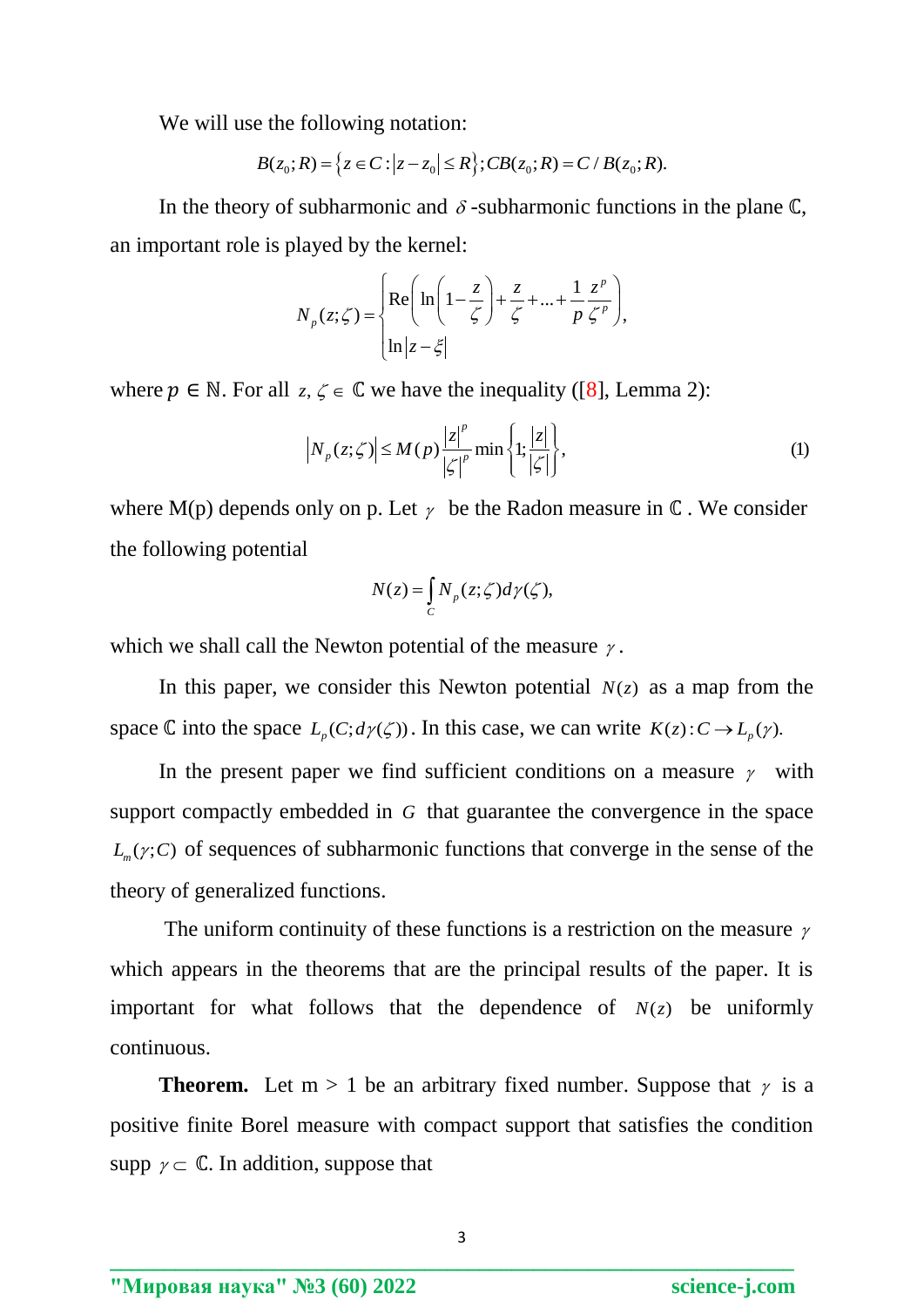We will use the following notation:

$$B(z_0;R)=\{z\in C:|z-z_0|\le R\};CB(z_0;R)=C/B(z_0;R).$$

In the theory of subharmonic and $\delta$-subharmonic functions in the plane ℂ, an important role is played by the kernel:

$$N_p(z;\zeta)=\begin{cases}\operatorname{Re}\left(\ln\left(1-\dfrac{z}{\zeta}\right)+\dfrac{z}{\zeta}+...+\dfrac{1}{p}\dfrac{z^p}{\zeta^p}\right),\\ \ln|z-\xi|\end{cases}$$

where $p\in\mathbb{N}$. For all $z,\zeta\in$ ℂ we have the inequality ([8], Lemma 2):

$$|N_p(z;\zeta)|\le M(p)\frac{|z|^p}{|\zeta|^p}\min\left\{1;\frac{|z|}{|\zeta|}\right\}, \tag{1}$$

where M(p) depends only on p. Let $\gamma$ be the Radon measure in ℂ. We consider the following potential

$$N(z)=\int_C N_p(z;\zeta)d\gamma(\zeta),$$

which we shall call the Newton potential of the measure $\gamma$.

In this paper, we consider this Newton potential $N(z)$ as a map from the space ℂ into the space $L_p(C;d\gamma(\zeta))$. In this case, we can write $K(z):C\to L_p(\gamma)$.

In the present paper we find sufficient conditions on a measure $\gamma$ with support compactly embedded in $G$ that guarantee the convergence in the space $L_m(\gamma;C)$ of sequences of subharmonic functions that converge in the sense of the theory of generalized functions.

The uniform continuity of these functions is a restriction on the measure $\gamma$ which appears in the theorems that are the principal results of the paper. It is important for what follows that the dependence of $N(z)$ be uniformly continuous.

**Theorem.** Let m > 1 be an arbitrary fixed number. Suppose that $\gamma$ is a positive finite Borel measure with compact support that satisfies the condition supp $\gamma\subset$ ℂ. In addition, suppose that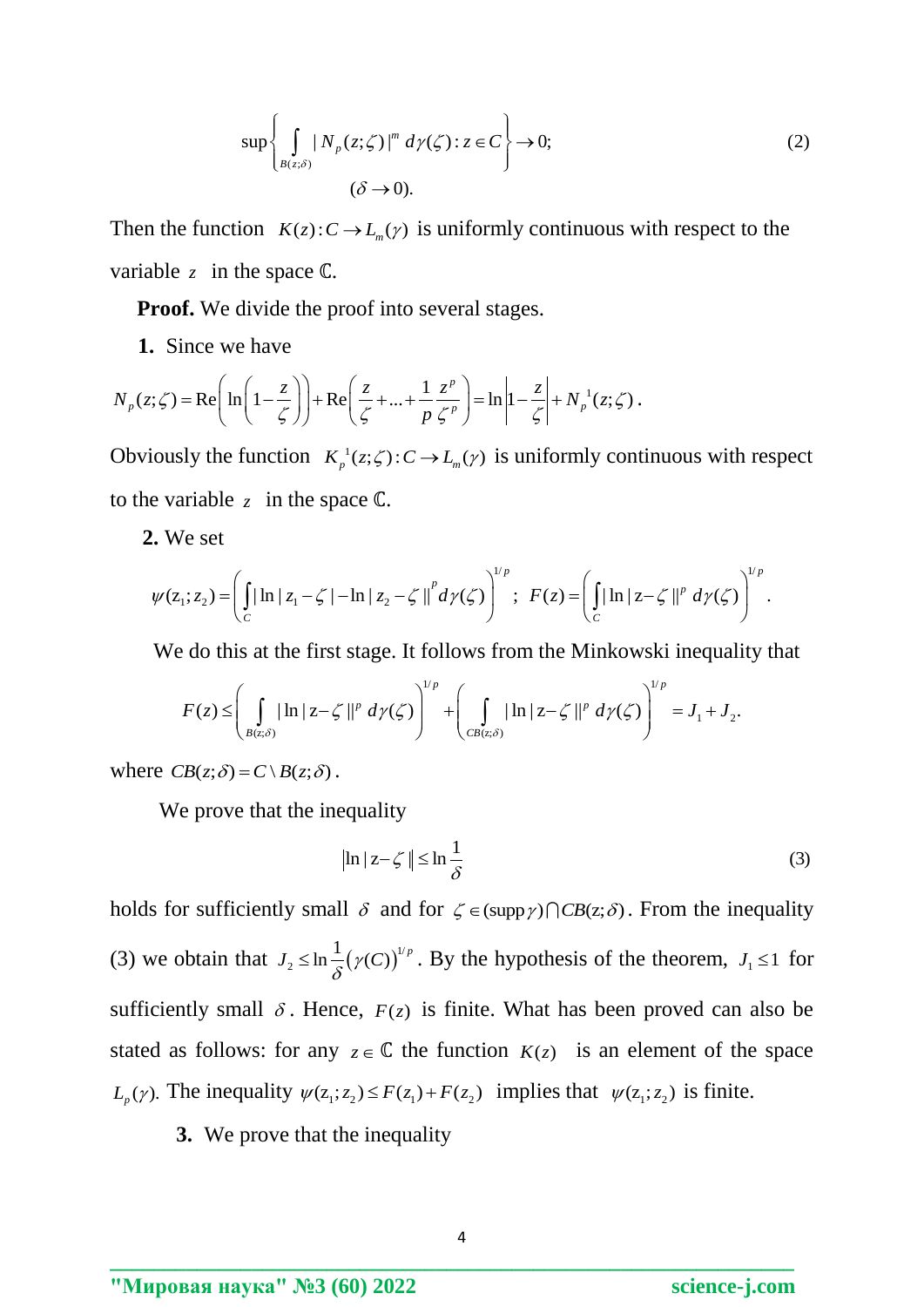$$\sup\left\{ \int_{B(z;\delta)} |N_p(z;\zeta)|^m \, d\gamma(\zeta) : z \in C \right\} \to 0; \tag{2}$$
$$(\delta \to 0).$$

Then the function $K(z): C \to L_m(\gamma)$ is uniformly continuous with respect to the variable $z$ in the space $\mathbb{C}$.

**Proof.** We divide the proof into several stages.

**1.** Since we have

$$N_p(z;\zeta) = \mathrm{Re}\left(\ln\left(1-\frac{z}{\zeta}\right)\right) + \mathrm{Re}\left(\frac{z}{\zeta} + \ldots + \frac{1}{p}\frac{z^p}{\zeta^p}\right) = \ln\left|1-\frac{z}{\zeta}\right| + N_p^{\,1}(z;\zeta).$$

Obviously the function $K_p^{\,1}(z;\zeta): C \to L_m(\gamma)$ is uniformly continuous with respect to the variable $z$ in the space $\mathbb{C}$.

**2.** We set

$$\psi(z_1;z_2) = \left( \int_C \left| \ln|z_1-\zeta| - \ln|z_2-\zeta| \right|^p d\gamma(\zeta) \right)^{1/p}; \quad F(z) = \left( \int_C \left| \ln|z-\zeta| \right|^p \, d\gamma(\zeta) \right)^{1/p}.$$

We do this at the first stage. It follows from the Minkowski inequality that

$$F(z) \le \left( \int_{B(z;\delta)} \left| \ln|z-\zeta| \right|^p \, d\gamma(\zeta) \right)^{1/p} + \left( \int_{CB(z;\delta)} \left| \ln|z-\zeta| \right|^p \, d\gamma(\zeta) \right)^{1/p} = J_1 + J_2.$$

where $CB(z;\delta) = C \setminus B(z;\delta)$.

We prove that the inequality

$$\left| \ln|z-\zeta| \right| \le \ln\frac{1}{\delta} \tag{3}$$

holds for sufficiently small $\delta$ and for $\zeta \in (\mathrm{supp}\,\gamma) \cap CB(z;\delta)$. From the inequality (3) we obtain that $J_2 \le \ln\frac{1}{\delta}(\gamma(C))^{1/p}$. By the hypothesis of the theorem, $J_1 \le 1$ for sufficiently small $\delta$. Hence, $F(z)$ is finite. What has been proved can also be stated as follows: for any $z \in \mathbb{C}$ the function $K(z)$ is an element of the space $L_p(\gamma)$. The inequality $\psi(z_1;z_2) \le F(z_1) + F(z_2)$ implies that $\psi(z_1;z_2)$ is finite.

**3.** We prove that the inequality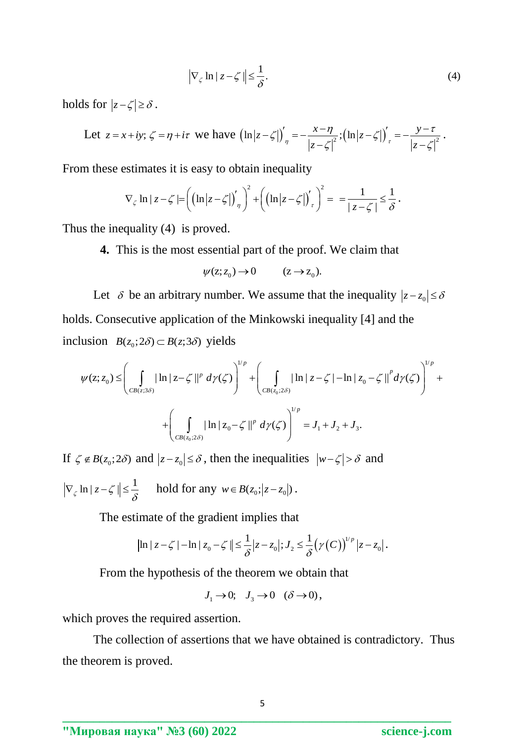$$\left|\nabla_\zeta \ln|z-\zeta|\right| \le \frac{1}{\delta}. \tag{4}$$

holds for $|z-\zeta| \ge \delta$.

Let $z = x+iy;\ \zeta = \eta + i\tau$ we have $\left(\ln|z-\zeta|\right)'_\eta = -\dfrac{x-\eta}{|z-\zeta|^2}; \left(\ln|z-\zeta|\right)'_\tau = -\dfrac{y-\tau}{|z-\zeta|^2}$.

From these estimates it is easy to obtain inequality

$$\nabla_\zeta \ln|z-\zeta| = \left(\left(\ln|z-\zeta|\right)'_\eta\right)^2 + \left(\left(\ln|z-\zeta|\right)'_\tau\right)^2 = = \frac{1}{|z-\zeta|} \le \frac{1}{\delta}.$$

Thus the inequality (4) is proved.

**4.** This is the most essential part of the proof. We claim that

$$\psi(z; z_0) \to 0 \qquad (z \to z_0).$$

Let $\delta$ be an arbitrary number. We assume that the inequality $|z - z_0| \le \delta$ holds. Consecutive application of the Minkowski inequality [4] and the inclusion $B(z_0; 2\delta) \subset B(z; 3\delta)$ yields

$$\psi(z; z_0) \le \left(\int_{CB(z;3\delta)} |\ln|z-\zeta||^p\, d\gamma(\zeta)\right)^{1/p} + \left(\int_{CB(z_0;2\delta)} |\ln|z-\zeta| - \ln|z_0-\zeta||^p\, d\gamma(\zeta)\right)^{1/p} +$$

$$+\left(\int_{CB(z_0;2\delta)} |\ln|z_0-\zeta||^p\, d\gamma(\zeta)\right)^{1/p} = J_1 + J_2 + J_3.$$

If $\zeta \notin B(z_0; 2\delta)$ and $|z - z_0| \le \delta$, then the inequalities $|w - \zeta| > \delta$ and $\left|\nabla_\zeta \ln|z-\zeta|\right| \le \dfrac{1}{\delta}$ hold for any $w \in B(z_0; |z-z_0|)$.

The estimate of the gradient implies that

$$\left|\ln|z-\zeta| - \ln|z_0-\zeta|\right| \le \frac{1}{\delta}|z-z_0|;\ J_2 \le \frac{1}{\delta}\left(\gamma(C)\right)^{1/p}|z-z_0|.$$

From the hypothesis of the theorem we obtain that

$$J_1 \to 0;\quad J_3 \to 0 \quad (\delta \to 0),$$

which proves the required assertion.

The collection of assertions that we have obtained is contradictory. Thus the theorem is proved.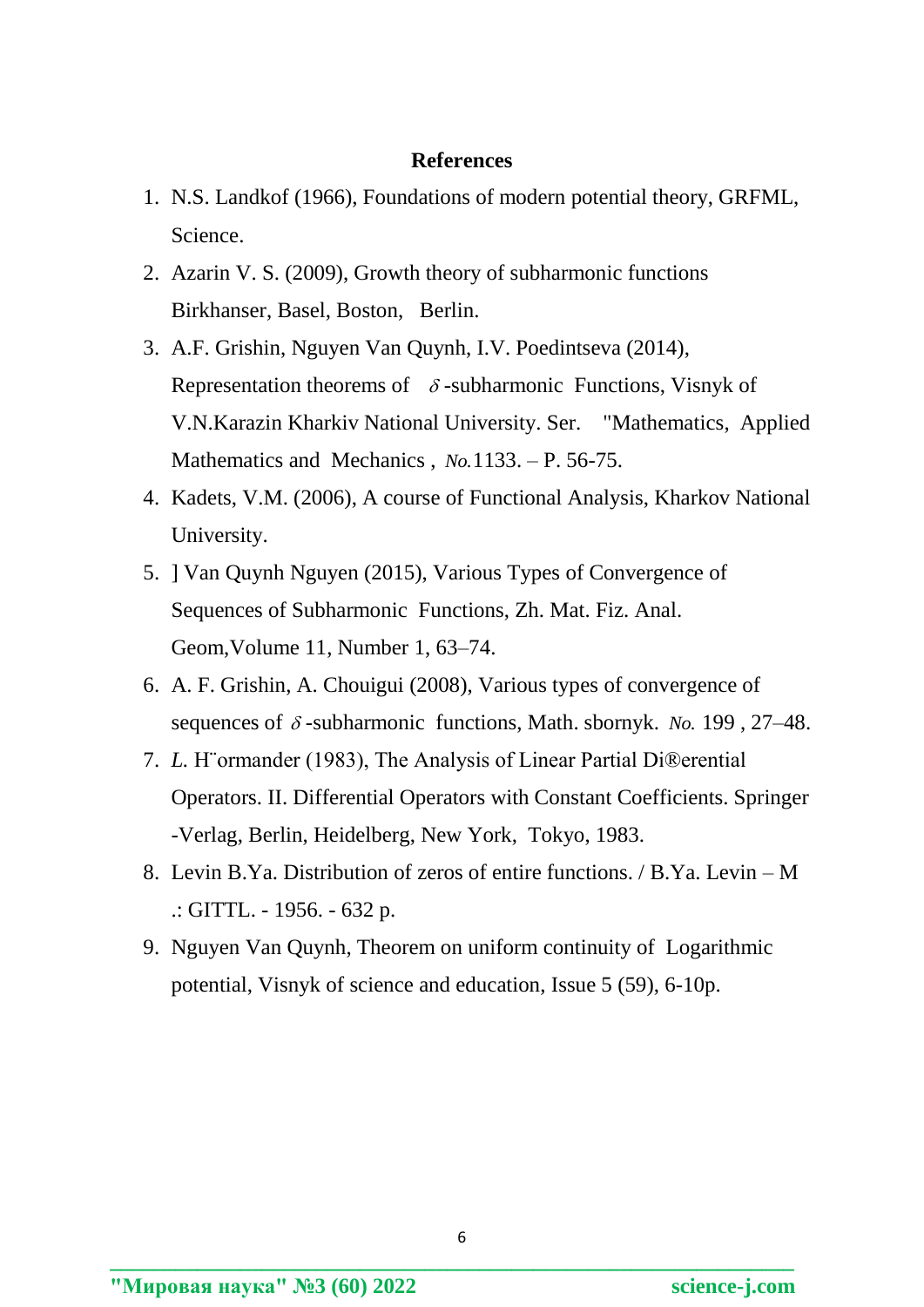**References**

1. N.S. Landkof (1966), Foundations of modern potential theory, GRFML, Science.
2. Azarin V. S. (2009), Growth theory of subharmonic functions Birkhanser, Basel, Boston, Berlin.
3. A.F. Grishin, Nguyen Van Quynh, I.V. Poedintseva (2014), Representation theorems of $\delta$-subharmonic Functions, Visnyk of V.N.Karazin Kharkiv National University. Ser. "Mathematics, Applied Mathematics and Mechanics , *No.*1133. – P. 56-75.
4. Kadets, V.M. (2006), A course of Functional Analysis, Kharkov National University.
5. ] Van Quynh Nguyen (2015), Various Types of Convergence of Sequences of Subharmonic Functions, Zh. Mat. Fiz. Anal. Geom,Volume 11, Number 1, 63–74.
6. A. F. Grishin, A. Chouigui (2008), Various types of convergence of sequences of $\delta$-subharmonic functions, Math. sbornyk. *No.* 199 , 27–48.
7. *L.* H¨ormander (1983), The Analysis of Linear Partial Di®erential Operators. II. Differential Operators with Constant Coefficients. Springer -Verlag, Berlin, Heidelberg, New York, Tokyo, 1983.
8. Levin B.Ya. Distribution of zeros of entire functions. / B.Ya. Levin – M .: GITTL. - 1956. - 632 p.
9. Nguyen Van Quynh, Theorem on uniform continuity of Logarithmic potential, Visnyk of science and education, Issue 5 (59), 6-10p.